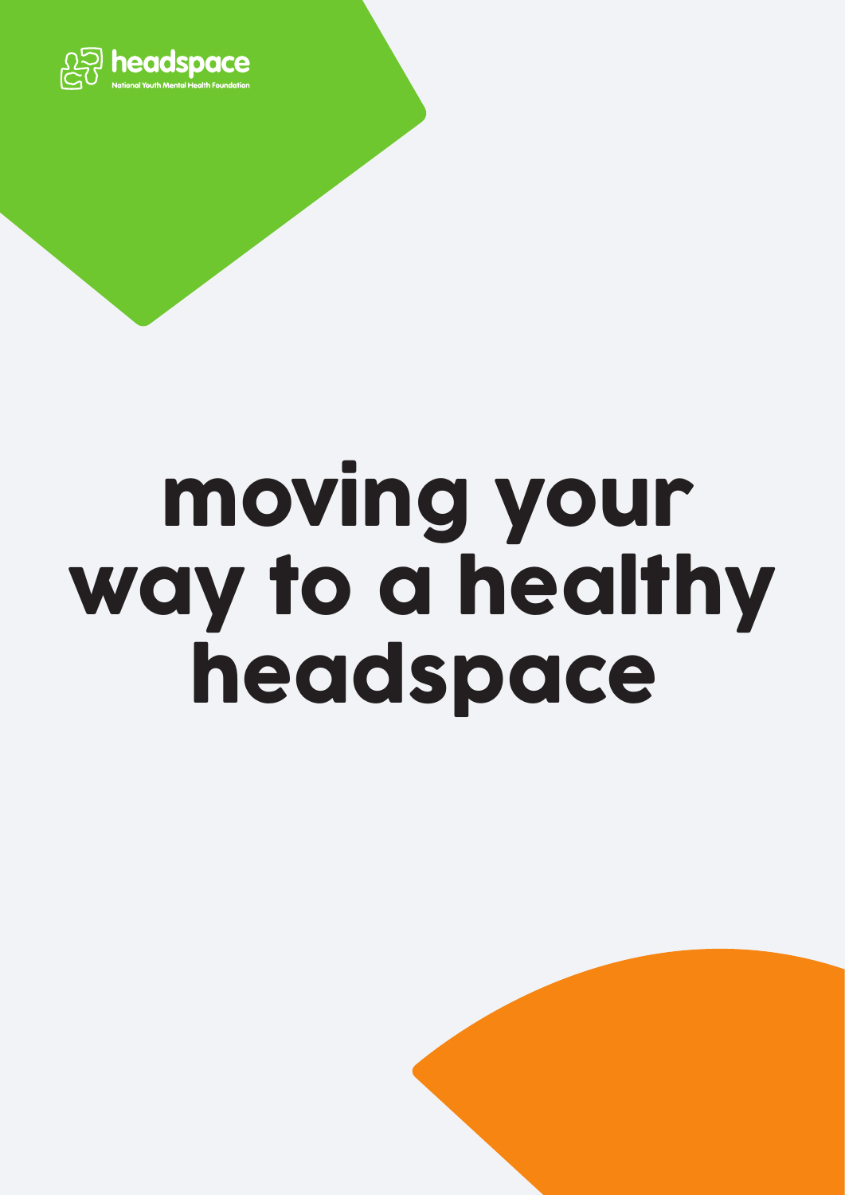headspace

National Youth Mental Health Foundation

# moving your way to a healthy headspace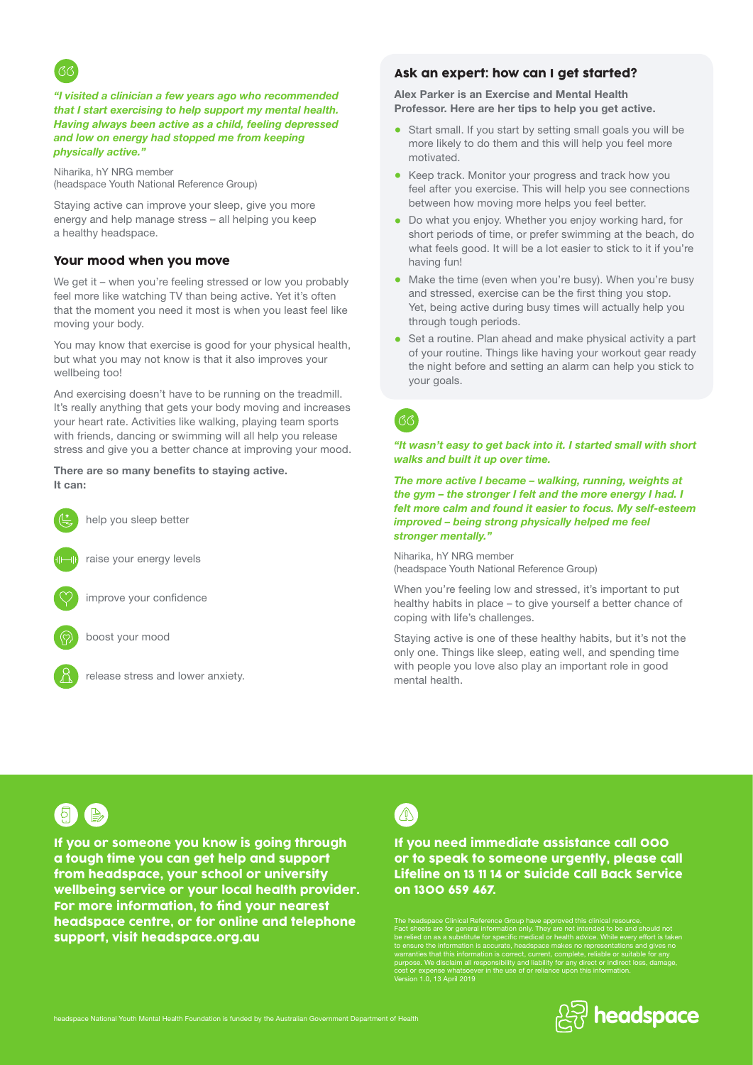*"I visited a clinician a few years ago who recommended that I start exercising to help support my mental health. Having always been active as a child, feeling depressed and low on energy had stopped me from keeping physically active."*

Niharika, hY NRG member
(headspace Youth National Reference Group)

Staying active can improve your sleep, give you more energy and help manage stress – all helping you keep a healthy headspace.

## Your mood when you move

We get it – when you're feeling stressed or low you probably feel more like watching TV than being active. Yet it's often that the moment you need it most is when you least feel like moving your body.

You may know that exercise is good for your physical health, but what you may not know is that it also improves your wellbeing too!

And exercising doesn't have to be running on the treadmill. It's really anything that gets your body moving and increases your heart rate. Activities like walking, playing team sports with friends, dancing or swimming will all help you release stress and give you a better chance at improving your mood.

**There are so many benefits to staying active. It can:**

- help you sleep better
- raise your energy levels
- improve your confidence
- boost your mood
- release stress and lower anxiety.

## Ask an expert: how can I get started?

**Alex Parker is an Exercise and Mental Health Professor. Here are her tips to help you get active.**

- Start small. If you start by setting small goals you will be more likely to do them and this will help you feel more motivated.
- Keep track. Monitor your progress and track how you feel after you exercise. This will help you see connections between how moving more helps you feel better.
- Do what you enjoy. Whether you enjoy working hard, for short periods of time, or prefer swimming at the beach, do what feels good. It will be a lot easier to stick to it if you're having fun!
- Make the time (even when you're busy). When you're busy and stressed, exercise can be the first thing you stop. Yet, being active during busy times will actually help you through tough periods.
- Set a routine. Plan ahead and make physical activity a part of your routine. Things like having your workout gear ready the night before and setting an alarm can help you stick to your goals.

*"It wasn't easy to get back into it. I started small with short walks and built it up over time.*

*The more active I became – walking, running, weights at the gym – the stronger I felt and the more energy I had. I felt more calm and found it easier to focus. My self-esteem improved – being strong physically helped me feel stronger mentally."*

Niharika, hY NRG member
(headspace Youth National Reference Group)

When you're feeling low and stressed, it's important to put healthy habits in place – to give yourself a better chance of coping with life's challenges.

Staying active is one of these healthy habits, but it's not the only one. Things like sleep, eating well, and spending time with people you love also play an important role in good mental health.

**If you or someone you know is going through a tough time you can get help and support from headspace, your school or university wellbeing service or your local health provider. For more information, to find your nearest headspace centre, or for online and telephone support, visit headspace.org.au**

**If you need immediate assistance call 000 or to speak to someone urgently, please call Lifeline on 13 11 14 or Suicide Call Back Service on 1300 659 467.**

The headspace Clinical Reference Group have approved this clinical resource.
Fact sheets are for general information only. They are not intended to be and should not be relied on as a substitute for specific medical or health advice. While every effort is taken to ensure the information is accurate, headspace makes no representations and gives no warranties that this information is correct, current, complete, reliable or suitable for any purpose. We disclaim all responsibility and liability for any direct or indirect loss, damage, cost or expense whatsoever in the use of or reliance upon this information.
Version 1.0, 13 April 2019

headspace National Youth Mental Health Foundation is funded by the Australian Government Department of Health

headspace